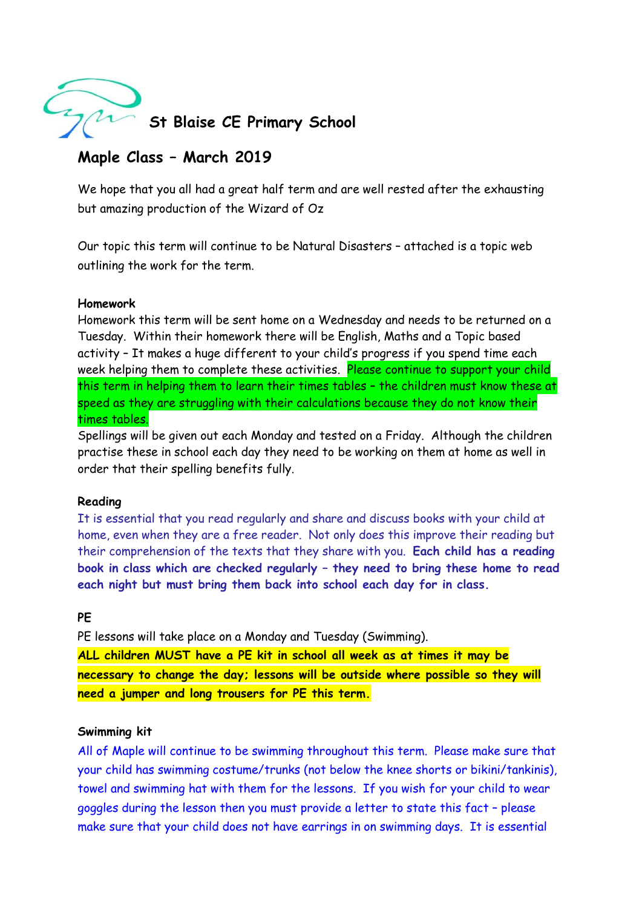# St Blaise CE Primary School

## Maple Class – March 2019

We hope that you all had a great half term and are well rested after the exhausting but amazing production of the Wizard of Oz

Our topic this term will continue to be Natural Disasters – attached is a topic web outlining the work for the term.

**Homework**

Homework this term will be sent home on a Wednesday and needs to be returned on a Tuesday. Within their homework there will be English, Maths and a Topic based activity – It makes a huge different to your child's progress if you spend time each week helping them to complete these activities. Please continue to support your child this term in helping them to learn their times tables – the children must know these at speed as they are struggling with their calculations because they do not know their times tables.

Spellings will be given out each Monday and tested on a Friday. Although the children practise these in school each day they need to be working on them at home as well in order that their spelling benefits fully.

**Reading**

It is essential that you read regularly and share and discuss books with your child at home, even when they are a free reader. Not only does this improve their reading but their comprehension of the texts that they share with you. **Each child has a reading book in class which are checked regularly – they need to bring these home to read each night but must bring them back into school each day for in class.**

**PE**

PE lessons will take place on a Monday and Tuesday (Swimming).

**ALL children MUST have a PE kit in school all week as at times it may be necessary to change the day; lessons will be outside where possible so they will need a jumper and long trousers for PE this term.**

**Swimming kit**

All of Maple will continue to be swimming throughout this term. Please make sure that your child has swimming costume/trunks (not below the knee shorts or bikini/tankinis), towel and swimming hat with them for the lessons. If you wish for your child to wear goggles during the lesson then you must provide a letter to state this fact – please make sure that your child does not have earrings in on swimming days. It is essential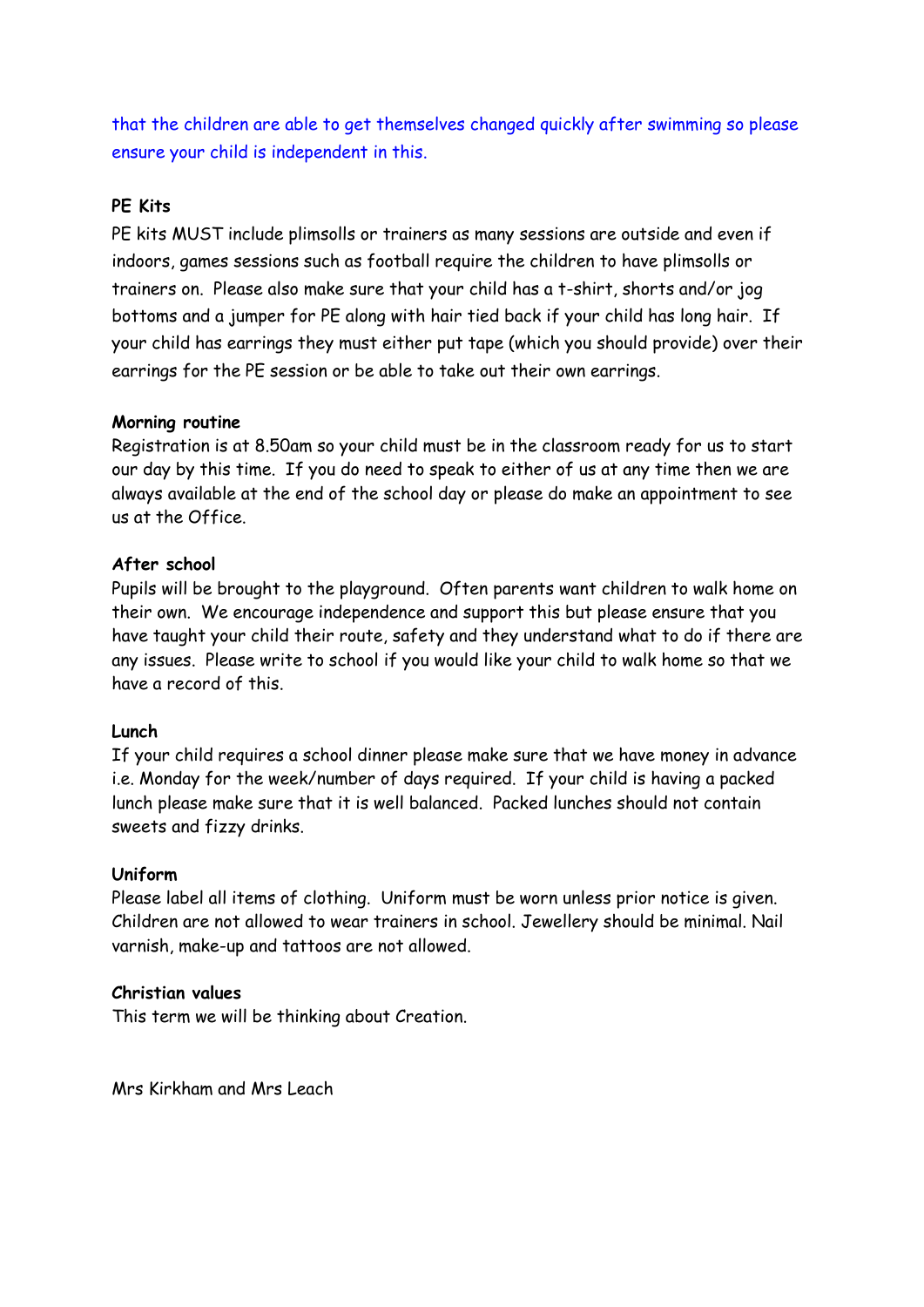that the children are able to get themselves changed quickly after swimming so please ensure your child is independent in this.

**PE Kits**

PE kits MUST include plimsolls or trainers as many sessions are outside and even if indoors, games sessions such as football require the children to have plimsolls or trainers on. Please also make sure that your child has a t-shirt, shorts and/or jog bottoms and a jumper for PE along with hair tied back if your child has long hair. If your child has earrings they must either put tape (which you should provide) over their earrings for the PE session or be able to take out their own earrings.

**Morning routine**

Registration is at 8.50am so your child must be in the classroom ready for us to start our day by this time. If you do need to speak to either of us at any time then we are always available at the end of the school day or please do make an appointment to see us at the Office.

**After school**

Pupils will be brought to the playground. Often parents want children to walk home on their own. We encourage independence and support this but please ensure that you have taught your child their route, safety and they understand what to do if there are any issues. Please write to school if you would like your child to walk home so that we have a record of this.

**Lunch**

If your child requires a school dinner please make sure that we have money in advance i.e. Monday for the week/number of days required. If your child is having a packed lunch please make sure that it is well balanced. Packed lunches should not contain sweets and fizzy drinks.

**Uniform**

Please label all items of clothing. Uniform must be worn unless prior notice is given. Children are not allowed to wear trainers in school. Jewellery should be minimal. Nail varnish, make-up and tattoos are not allowed.

**Christian values**

This term we will be thinking about Creation.

Mrs Kirkham and Mrs Leach